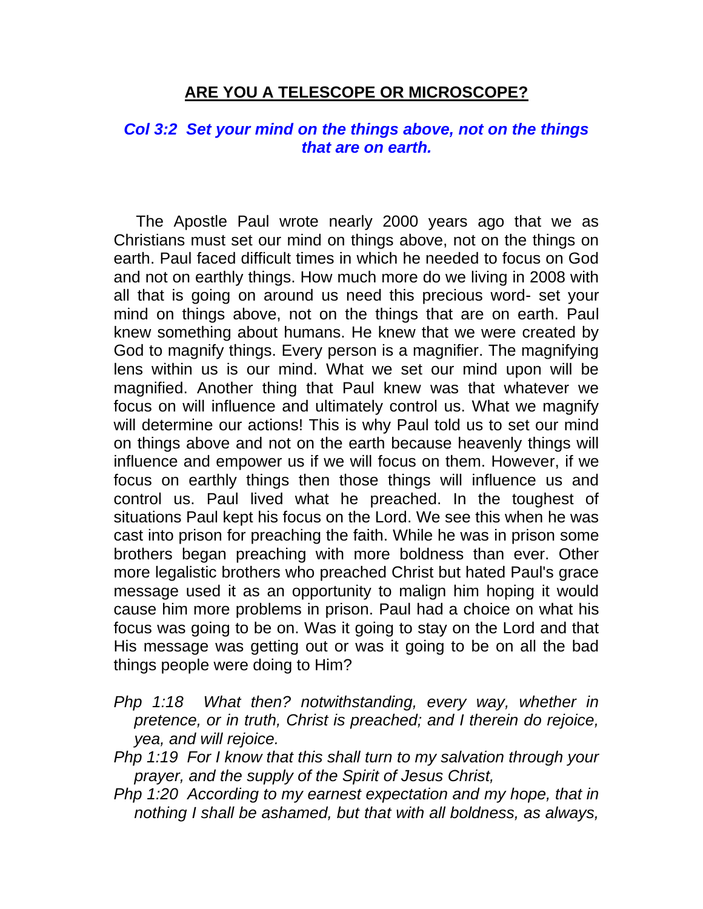# ARE YOU A TELESCOPE OR MICROSCOPE?

***Col 3:2 Set your mind on the things above, not on the things that are on earth.***

The Apostle Paul wrote nearly 2000 years ago that we as Christians must set our mind on things above, not on the things on earth. Paul faced difficult times in which he needed to focus on God and not on earthly things. How much more do we living in 2008 with all that is going on around us need this precious word- set your mind on things above, not on the things that are on earth. Paul knew something about humans. He knew that we were created by God to magnify things. Every person is a magnifier. The magnifying lens within us is our mind. What we set our mind upon will be magnified. Another thing that Paul knew was that whatever we focus on will influence and ultimately control us. What we magnify will determine our actions! This is why Paul told us to set our mind on things above and not on the earth because heavenly things will influence and empower us if we will focus on them. However, if we focus on earthly things then those things will influence us and control us. Paul lived what he preached. In the toughest of situations Paul kept his focus on the Lord. We see this when he was cast into prison for preaching the faith. While he was in prison some brothers began preaching with more boldness than ever. Other more legalistic brothers who preached Christ but hated Paul's grace message used it as an opportunity to malign him hoping it would cause him more problems in prison. Paul had a choice on what his focus was going to be on. Was it going to stay on the Lord and that His message was getting out or was it going to be on all the bad things people were doing to Him?

*Php 1:18 What then? notwithstanding, every way, whether in pretence, or in truth, Christ is preached; and I therein do rejoice, yea, and will rejoice.*

*Php 1:19 For I know that this shall turn to my salvation through your prayer, and the supply of the Spirit of Jesus Christ,*

*Php 1:20 According to my earnest expectation and my hope, that in nothing I shall be ashamed, but that with all boldness, as always,*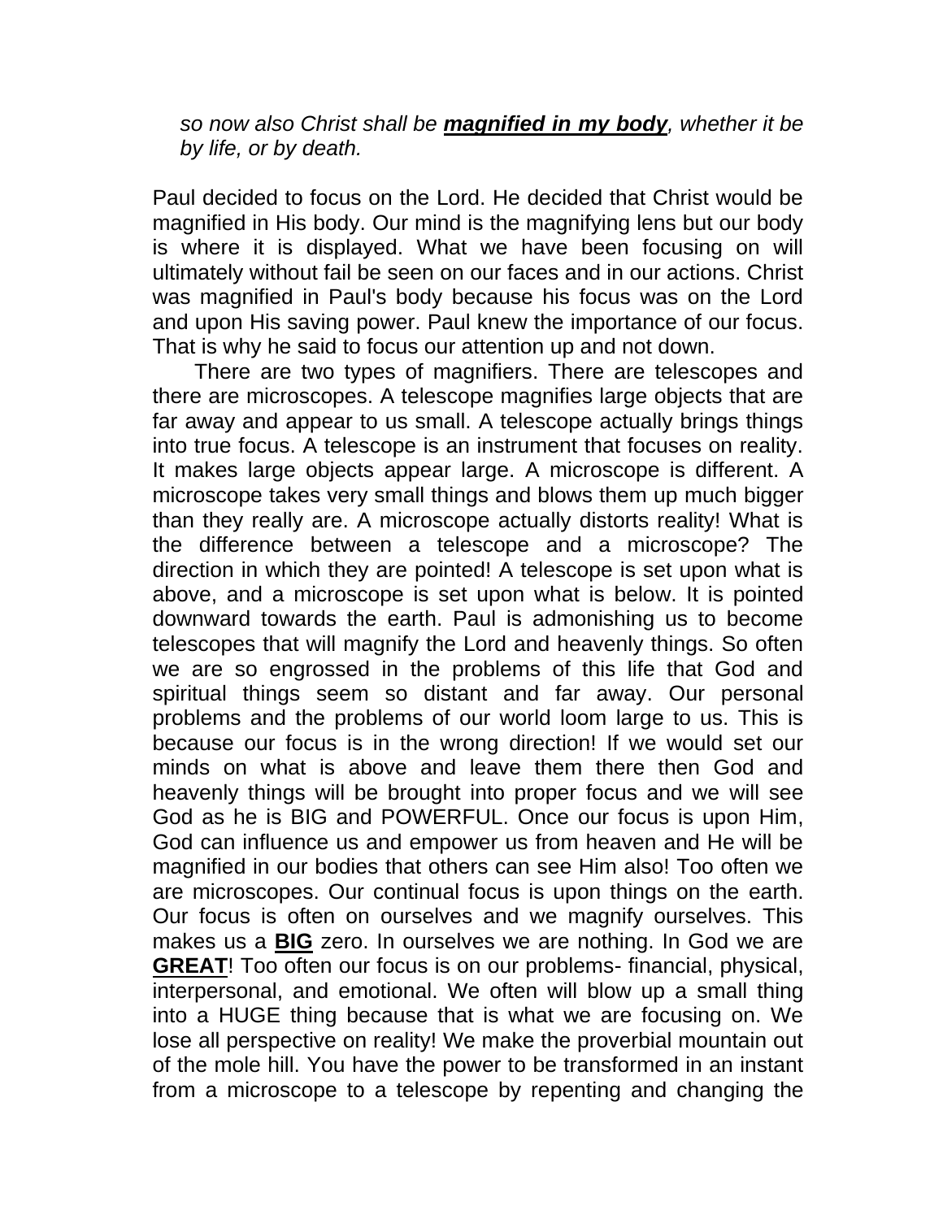*so now also Christ shall be **magnified in my body**, whether it be by life, or by death.*

Paul decided to focus on the Lord. He decided that Christ would be magnified in His body. Our mind is the magnifying lens but our body is where it is displayed. What we have been focusing on will ultimately without fail be seen on our faces and in our actions. Christ was magnified in Paul's body because his focus was on the Lord and upon His saving power. Paul knew the importance of our focus. That is why he said to focus our attention up and not down.

There are two types of magnifiers. There are telescopes and there are microscopes. A telescope magnifies large objects that are far away and appear to us small. A telescope actually brings things into true focus. A telescope is an instrument that focuses on reality. It makes large objects appear large. A microscope is different. A microscope takes very small things and blows them up much bigger than they really are. A microscope actually distorts reality! What is the difference between a telescope and a microscope? The direction in which they are pointed! A telescope is set upon what is above, and a microscope is set upon what is below. It is pointed downward towards the earth. Paul is admonishing us to become telescopes that will magnify the Lord and heavenly things. So often we are so engrossed in the problems of this life that God and spiritual things seem so distant and far away. Our personal problems and the problems of our world loom large to us. This is because our focus is in the wrong direction! If we would set our minds on what is above and leave them there then God and heavenly things will be brought into proper focus and we will see God as he is BIG and POWERFUL. Once our focus is upon Him, God can influence us and empower us from heaven and He will be magnified in our bodies that others can see Him also! Too often we are microscopes. Our continual focus is upon things on the earth. Our focus is often on ourselves and we magnify ourselves. This makes us a **BIG** zero. In ourselves we are nothing. In God we are **GREAT**! Too often our focus is on our problems- financial, physical, interpersonal, and emotional. We often will blow up a small thing into a HUGE thing because that is what we are focusing on. We lose all perspective on reality! We make the proverbial mountain out of the mole hill. You have the power to be transformed in an instant from a microscope to a telescope by repenting and changing the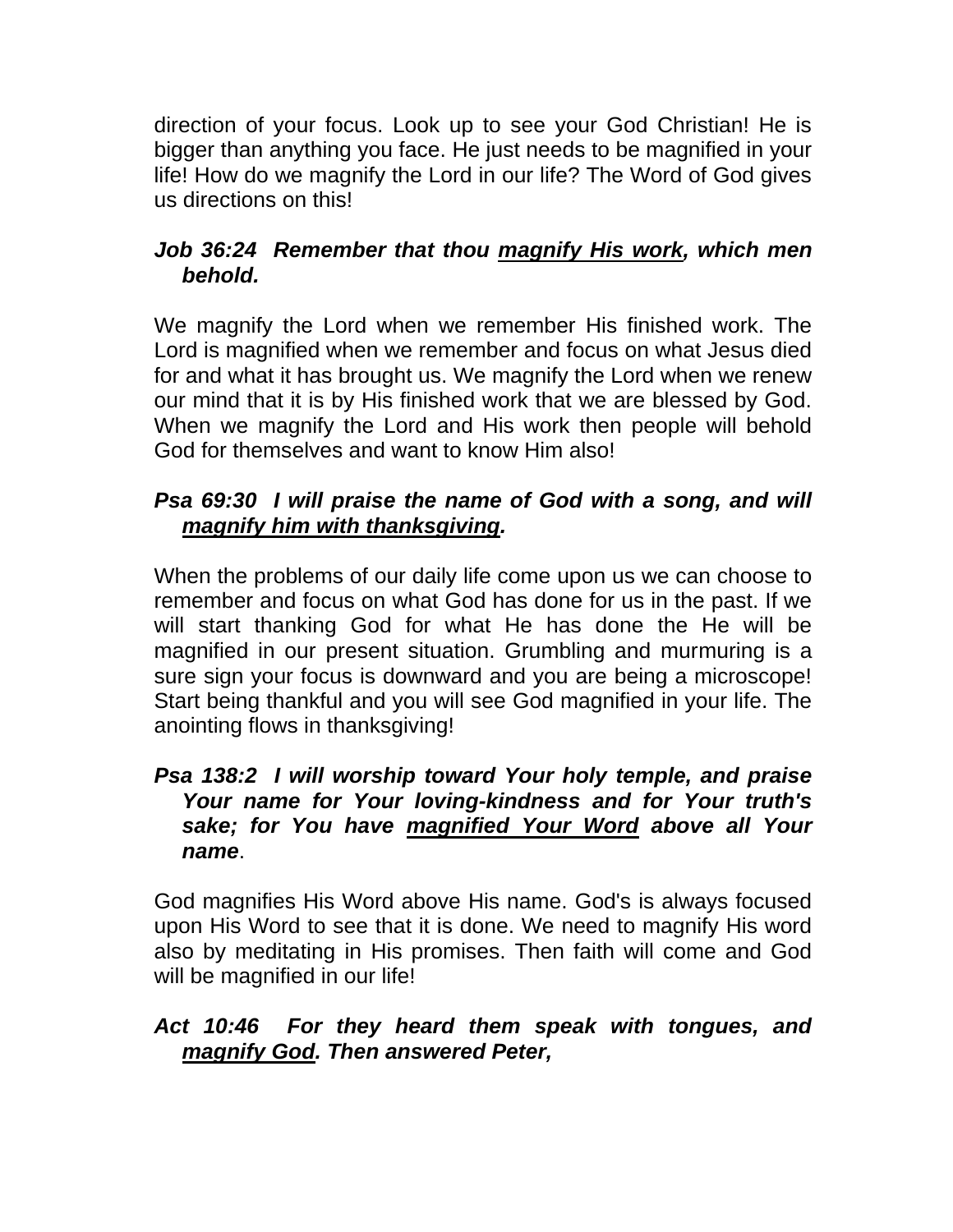direction of your focus. Look up to see your God Christian! He is bigger than anything you face. He just needs to be magnified in your life! How do we magnify the Lord in our life? The Word of God gives us directions on this!

***Job 36:24  Remember that thou <u>magnify His work</u>, which men behold.***

We magnify the Lord when we remember His finished work. The Lord is magnified when we remember and focus on what Jesus died for and what it has brought us. We magnify the Lord when we renew our mind that it is by His finished work that we are blessed by God. When we magnify the Lord and His work then people will behold God for themselves and want to know Him also!

***Psa 69:30  I will praise the name of God with a song, and will <u>magnify him with thanksgiving</u>.***

When the problems of our daily life come upon us we can choose to remember and focus on what God has done for us in the past. If we will start thanking God for what He has done the He will be magnified in our present situation. Grumbling and murmuring is a sure sign your focus is downward and you are being a microscope! Start being thankful and you will see God magnified in your life. The anointing flows in thanksgiving!

***Psa 138:2  I will worship toward Your holy temple, and praise Your name for Your loving-kindness and for Your truth's sake; for You have <u>magnified Your Word</u> above all Your name***.

God magnifies His Word above His name. God's is always focused upon His Word to see that it is done. We need to magnify His word also by meditating in His promises. Then faith will come and God will be magnified in our life!

***Act 10:46  For they heard them speak with tongues, and <u>magnify God</u>. Then answered Peter,***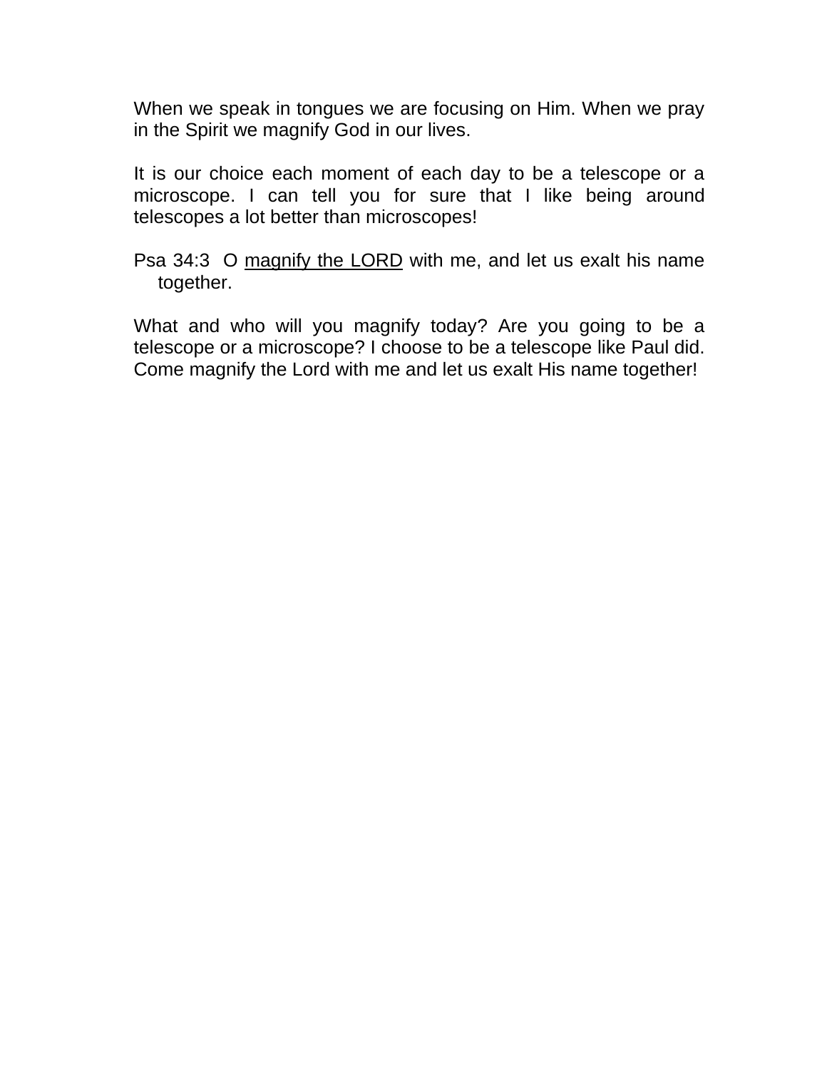When we speak in tongues we are focusing on Him. When we pray in the Spirit we magnify God in our lives.

It is our choice each moment of each day to be a telescope or a microscope. I can tell you for sure that I like being around telescopes a lot better than microscopes!

Psa 34:3  O <u>magnify the LORD</u> with me, and let us exalt his name together.

What and who will you magnify today? Are you going to be a telescope or a microscope? I choose to be a telescope like Paul did. Come magnify the Lord with me and let us exalt His name together!